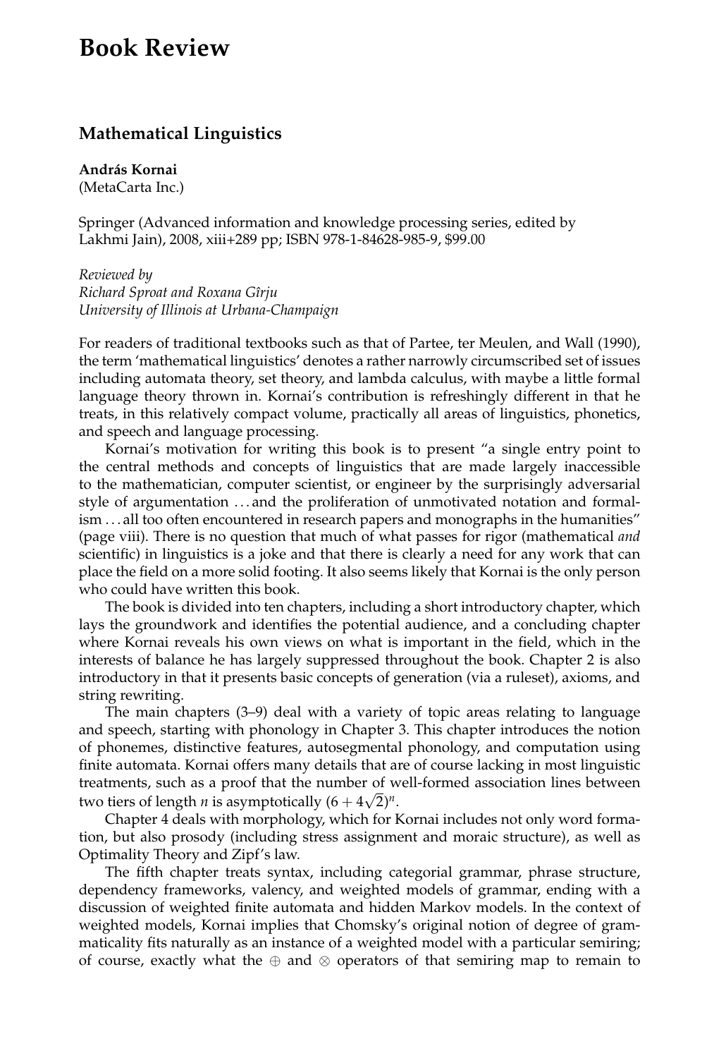# Book Review

## Mathematical Linguistics

**András Kornai**
(MetaCarta Inc.)

Springer (Advanced information and knowledge processing series, edited by Lakhmi Jain), 2008, xiii+289 pp; ISBN 978-1-84628-985-9, $99.00

*Reviewed by*
*Richard Sproat and Roxana Gîrju*
*University of Illinois at Urbana-Champaign*

For readers of traditional textbooks such as that of Partee, ter Meulen, and Wall (1990), the term 'mathematical linguistics' denotes a rather narrowly circumscribed set of issues including automata theory, set theory, and lambda calculus, with maybe a little formal language theory thrown in. Kornai's contribution is refreshingly different in that he treats, in this relatively compact volume, practically all areas of linguistics, phonetics, and speech and language processing.

Kornai's motivation for writing this book is to present "a single entry point to the central methods and concepts of linguistics that are made largely inaccessible to the mathematician, computer scientist, or engineer by the surprisingly adversarial style of argumentation ... and the proliferation of unmotivated notation and formalism ... all too often encountered in research papers and monographs in the humanities" (page viii). There is no question that much of what passes for rigor (mathematical *and* scientific) in linguistics is a joke and that there is clearly a need for any work that can place the field on a more solid footing. It also seems likely that Kornai is the only person who could have written this book.

The book is divided into ten chapters, including a short introductory chapter, which lays the groundwork and identifies the potential audience, and a concluding chapter where Kornai reveals his own views on what is important in the field, which in the interests of balance he has largely suppressed throughout the book. Chapter 2 is also introductory in that it presents basic concepts of generation (via a ruleset), axioms, and string rewriting.

The main chapters (3–9) deal with a variety of topic areas relating to language and speech, starting with phonology in Chapter 3. This chapter introduces the notion of phonemes, distinctive features, autosegmental phonology, and computation using finite automata. Kornai offers many details that are of course lacking in most linguistic treatments, such as a proof that the number of well-formed association lines between two tiers of length $n$ is asymptotically $(6 + 4\sqrt{2})^n$.

Chapter 4 deals with morphology, which for Kornai includes not only word formation, but also prosody (including stress assignment and moraic structure), as well as Optimality Theory and Zipf's law.

The fifth chapter treats syntax, including categorial grammar, phrase structure, dependency frameworks, valency, and weighted models of grammar, ending with a discussion of weighted finite automata and hidden Markov models. In the context of weighted models, Kornai implies that Chomsky's original notion of degree of grammaticality fits naturally as an instance of a weighted model with a particular semiring; of course, exactly what the $\oplus$ and $\otimes$ operators of that semiring map to remain to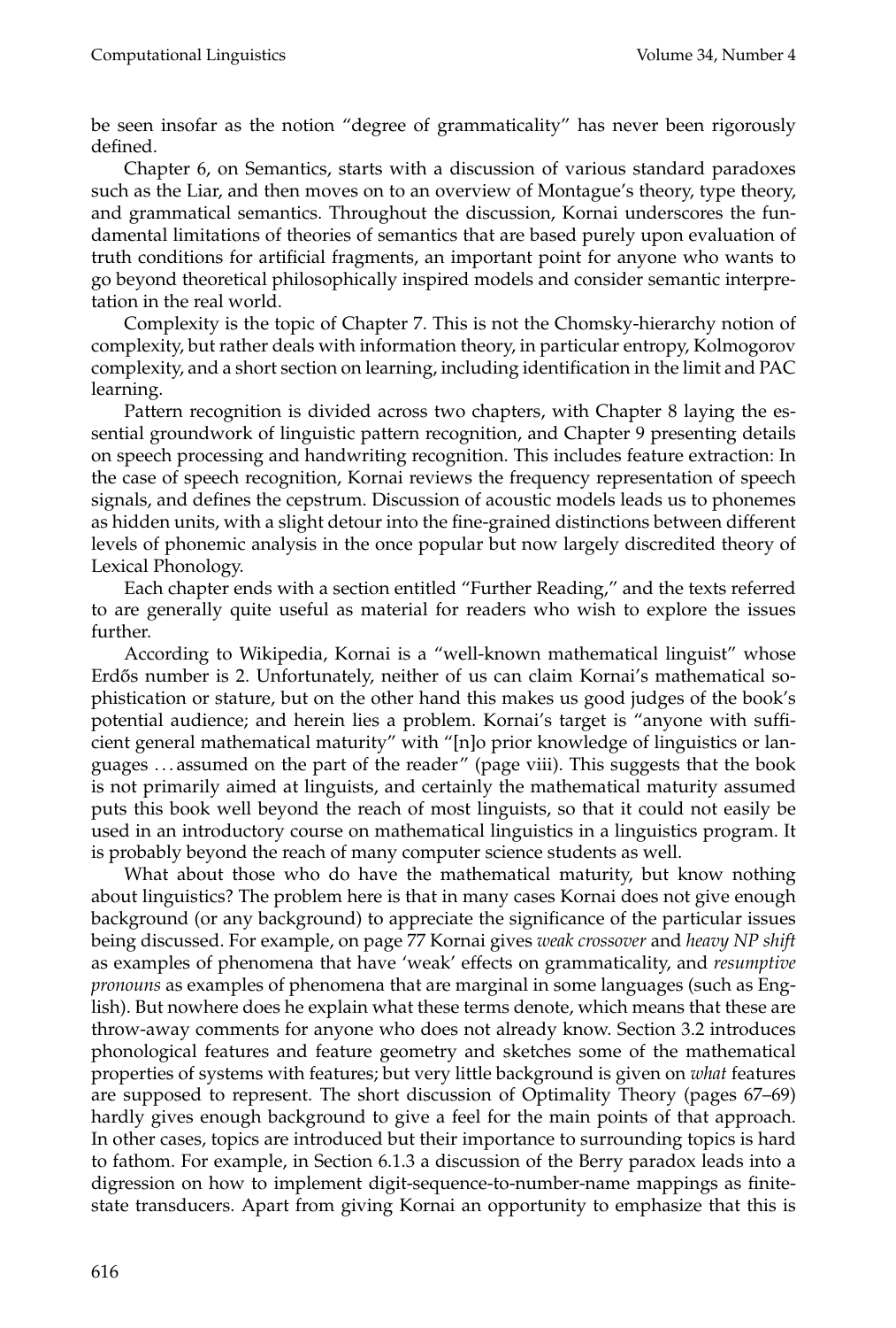be seen insofar as the notion "degree of grammaticality" has never been rigorously defined.

Chapter 6, on Semantics, starts with a discussion of various standard paradoxes such as the Liar, and then moves on to an overview of Montague's theory, type theory, and grammatical semantics. Throughout the discussion, Kornai underscores the fundamental limitations of theories of semantics that are based purely upon evaluation of truth conditions for artificial fragments, an important point for anyone who wants to go beyond theoretical philosophically inspired models and consider semantic interpretation in the real world.

Complexity is the topic of Chapter 7. This is not the Chomsky-hierarchy notion of complexity, but rather deals with information theory, in particular entropy, Kolmogorov complexity, and a short section on learning, including identification in the limit and PAC learning.

Pattern recognition is divided across two chapters, with Chapter 8 laying the essential groundwork of linguistic pattern recognition, and Chapter 9 presenting details on speech processing and handwriting recognition. This includes feature extraction: In the case of speech recognition, Kornai reviews the frequency representation of speech signals, and defines the cepstrum. Discussion of acoustic models leads us to phonemes as hidden units, with a slight detour into the fine-grained distinctions between different levels of phonemic analysis in the once popular but now largely discredited theory of Lexical Phonology.

Each chapter ends with a section entitled "Further Reading," and the texts referred to are generally quite useful as material for readers who wish to explore the issues further.

According to Wikipedia, Kornai is a "well-known mathematical linguist" whose Erdős number is 2. Unfortunately, neither of us can claim Kornai's mathematical sophistication or stature, but on the other hand this makes us good judges of the book's potential audience; and herein lies a problem. Kornai's target is "anyone with sufficient general mathematical maturity" with "[n]o prior knowledge of linguistics or languages ... assumed on the part of the reader" (page viii). This suggests that the book is not primarily aimed at linguists, and certainly the mathematical maturity assumed puts this book well beyond the reach of most linguists, so that it could not easily be used in an introductory course on mathematical linguistics in a linguistics program. It is probably beyond the reach of many computer science students as well.

What about those who do have the mathematical maturity, but know nothing about linguistics? The problem here is that in many cases Kornai does not give enough background (or any background) to appreciate the significance of the particular issues being discussed. For example, on page 77 Kornai gives *weak crossover* and *heavy NP shift* as examples of phenomena that have 'weak' effects on grammaticality, and *resumptive pronouns* as examples of phenomena that are marginal in some languages (such as English). But nowhere does he explain what these terms denote, which means that these are throw-away comments for anyone who does not already know. Section 3.2 introduces phonological features and feature geometry and sketches some of the mathematical properties of systems with features; but very little background is given on *what* features are supposed to represent. The short discussion of Optimality Theory (pages 67–69) hardly gives enough background to give a feel for the main points of that approach. In other cases, topics are introduced but their importance to surrounding topics is hard to fathom. For example, in Section 6.1.3 a discussion of the Berry paradox leads into a digression on how to implement digit-sequence-to-number-name mappings as finite-state transducers. Apart from giving Kornai an opportunity to emphasize that this is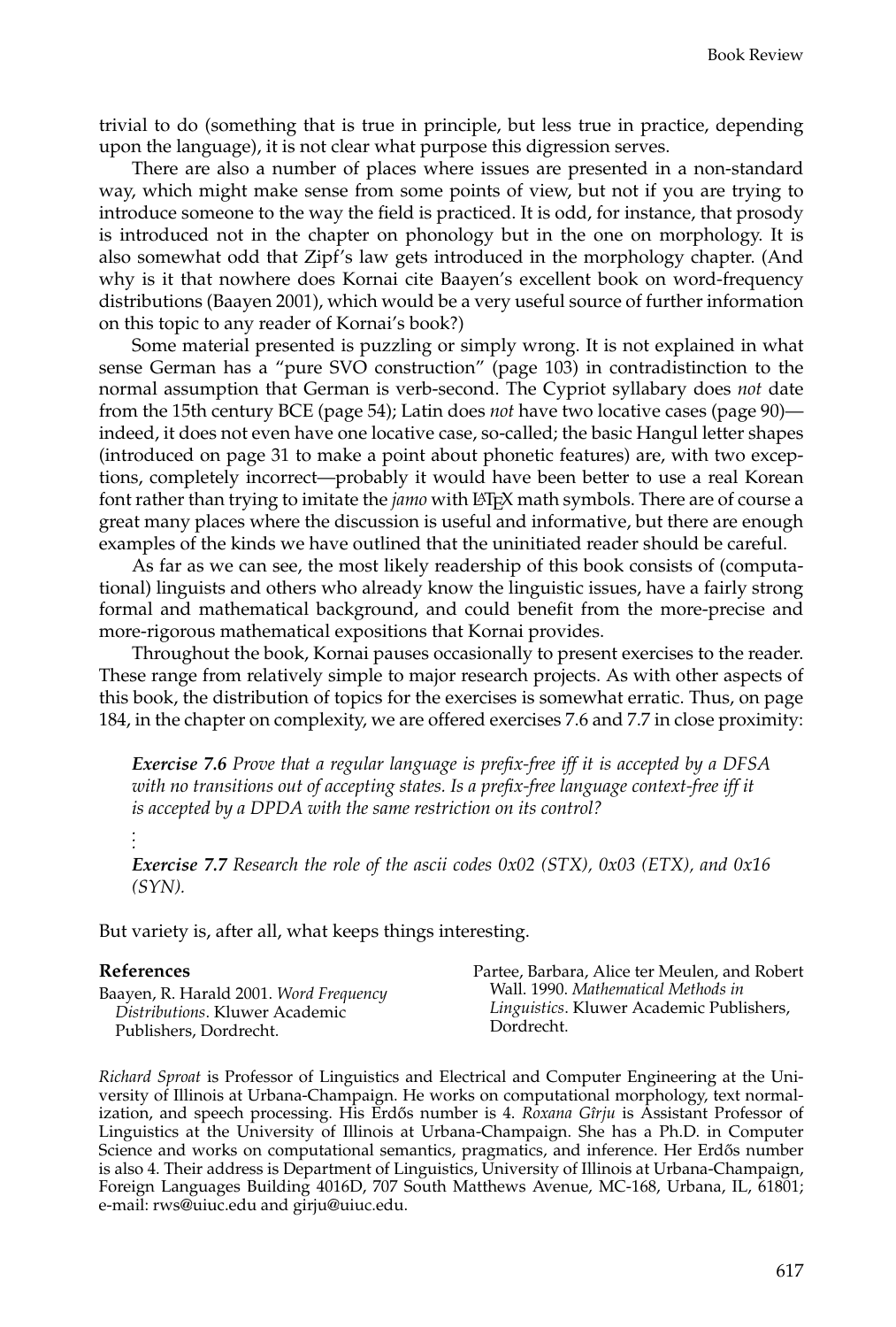trivial to do (something that is true in principle, but less true in practice, depending upon the language), it is not clear what purpose this digression serves.

There are also a number of places where issues are presented in a non-standard way, which might make sense from some points of view, but not if you are trying to introduce someone to the way the field is practiced. It is odd, for instance, that prosody is introduced not in the chapter on phonology but in the one on morphology. It is also somewhat odd that Zipf's law gets introduced in the morphology chapter. (And why is it that nowhere does Kornai cite Baayen's excellent book on word-frequency distributions (Baayen 2001), which would be a very useful source of further information on this topic to any reader of Kornai's book?)

Some material presented is puzzling or simply wrong. It is not explained in what sense German has a "pure SVO construction" (page 103) in contradistinction to the normal assumption that German is verb-second. The Cypriot syllabary does *not* date from the 15th century BCE (page 54); Latin does *not* have two locative cases (page 90)—indeed, it does not even have one locative case, so-called; the basic Hangul letter shapes (introduced on page 31 to make a point about phonetic features) are, with two exceptions, completely incorrect—probably it would have been better to use a real Korean font rather than trying to imitate the *jamo* with LaTeX math symbols. There are of course a great many places where the discussion is useful and informative, but there are enough examples of the kinds we have outlined that the uninitiated reader should be careful.

As far as we can see, the most likely readership of this book consists of (computational) linguists and others who already know the linguistic issues, have a fairly strong formal and mathematical background, and could benefit from the more-precise and more-rigorous mathematical expositions that Kornai provides.

Throughout the book, Kornai pauses occasionally to present exercises to the reader. These range from relatively simple to major research projects. As with other aspects of this book, the distribution of topics for the exercises is somewhat erratic. Thus, on page 184, in the chapter on complexity, we are offered exercises 7.6 and 7.7 in close proximity:

> ***Exercise 7.6*** *Prove that a regular language is prefix-free iff it is accepted by a DFSA with no transitions out of accepting states. Is a prefix-free language context-free iff it is accepted by a DPDA with the same restriction on its control?*
>
> ⋮
>
> ***Exercise 7.7*** *Research the role of the ascii codes 0x02 (STX), 0x03 (ETX), and 0x16 (SYN).*

But variety is, after all, what keeps things interesting.

## References

Baayen, R. Harald 2001. *Word Frequency Distributions*. Kluwer Academic Publishers, Dordrecht.

Partee, Barbara, Alice ter Meulen, and Robert Wall. 1990. *Mathematical Methods in Linguistics*. Kluwer Academic Publishers, Dordrecht.

*Richard Sproat* is Professor of Linguistics and Electrical and Computer Engineering at the University of Illinois at Urbana-Champaign. He works on computational morphology, text normalization, and speech processing. His Erdős number is 4. *Roxana Gîrju* is Assistant Professor of Linguistics at the University of Illinois at Urbana-Champaign. She has a Ph.D. in Computer Science and works on computational semantics, pragmatics, and inference. Her Erdős number is also 4. Their address is Department of Linguistics, University of Illinois at Urbana-Champaign, Foreign Languages Building 4016D, 707 South Matthews Avenue, MC-168, Urbana, IL, 61801; e-mail: rws@uiuc.edu and girju@uiuc.edu.